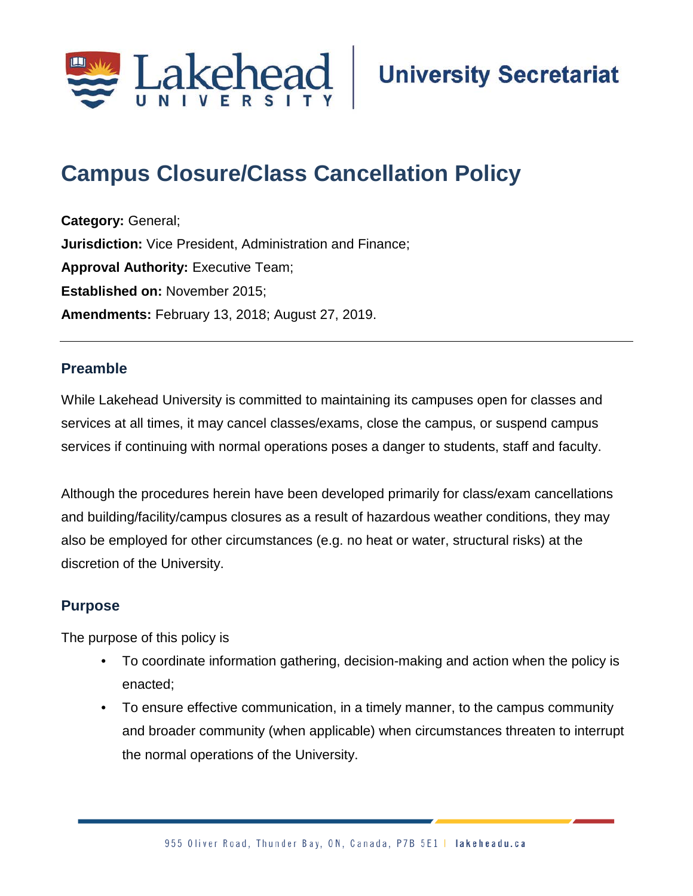# Campus Closure/Class Cancellation Policy

**Category:** General;
**Jurisdiction:** Vice President, Administration and Finance;
**Approval Authority:** Executive Team;
**Established on:** November 2015;
**Amendments:** February 13, 2018; August 27, 2019.

---

## Preamble

While Lakehead University is committed to maintaining its campuses open for classes and services at all times, it may cancel classes/exams, close the campus, or suspend campus services if continuing with normal operations poses a danger to students, staff and faculty.

Although the procedures herein have been developed primarily for class/exam cancellations and building/facility/campus closures as a result of hazardous weather conditions, they may also be employed for other circumstances (e.g. no heat or water, structural risks) at the discretion of the University.

## Purpose

The purpose of this policy is

- To coordinate information gathering, decision-making and action when the policy is enacted;
- To ensure effective communication, in a timely manner, to the campus community and broader community (when applicable) when circumstances threaten to interrupt the normal operations of the University.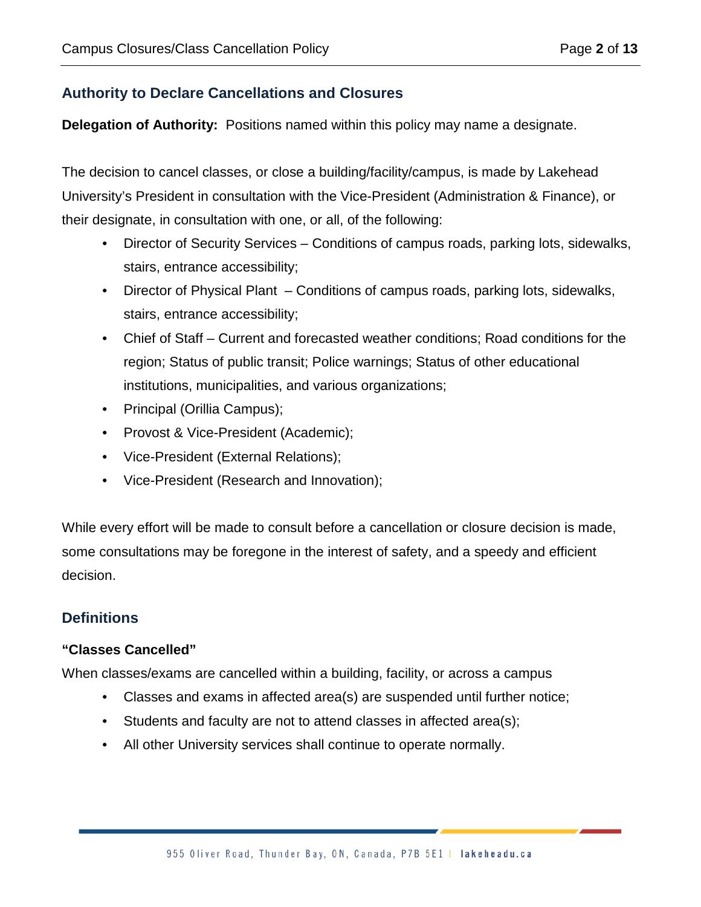## Authority to Declare Cancellations and Closures

**Delegation of Authority:** Positions named within this policy may name a designate.

The decision to cancel classes, or close a building/facility/campus, is made by Lakehead University's President in consultation with the Vice-President (Administration & Finance), or their designate, in consultation with one, or all, of the following:

- Director of Security Services – Conditions of campus roads, parking lots, sidewalks, stairs, entrance accessibility;
- Director of Physical Plant – Conditions of campus roads, parking lots, sidewalks, stairs, entrance accessibility;
- Chief of Staff – Current and forecasted weather conditions; Road conditions for the region; Status of public transit; Police warnings; Status of other educational institutions, municipalities, and various organizations;
- Principal (Orillia Campus);
- Provost & Vice-President (Academic);
- Vice-President (External Relations);
- Vice-President (Research and Innovation);

While every effort will be made to consult before a cancellation or closure decision is made, some consultations may be foregone in the interest of safety, and a speedy and efficient decision.

## Definitions

### "Classes Cancelled"

When classes/exams are cancelled within a building, facility, or across a campus

- Classes and exams in affected area(s) are suspended until further notice;
- Students and faculty are not to attend classes in affected area(s);
- All other University services shall continue to operate normally.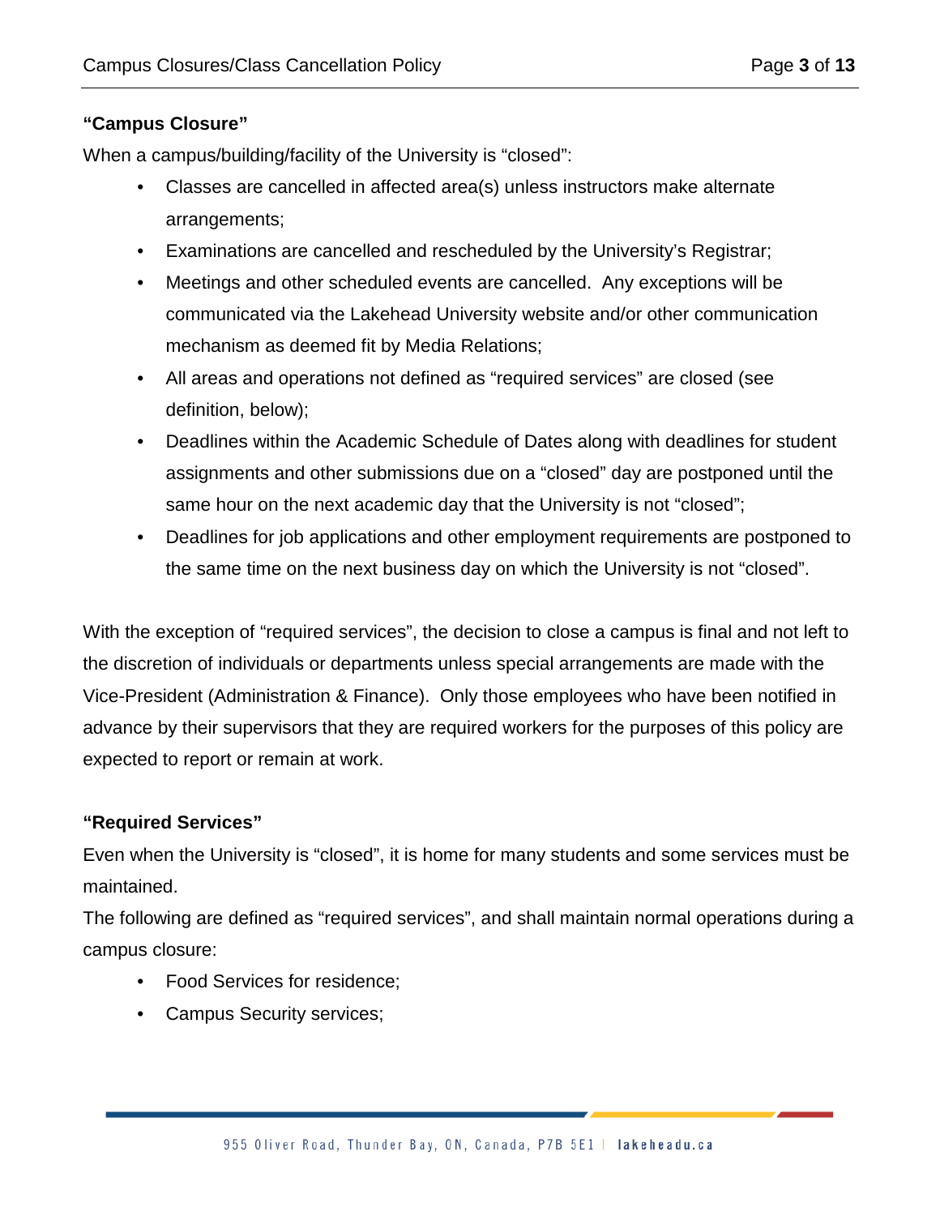**“Campus Closure”**

When a campus/building/facility of the University is “closed”:

- Classes are cancelled in affected area(s) unless instructors make alternate arrangements;
- Examinations are cancelled and rescheduled by the University’s Registrar;
- Meetings and other scheduled events are cancelled. Any exceptions will be communicated via the Lakehead University website and/or other communication mechanism as deemed fit by Media Relations;
- All areas and operations not defined as “required services” are closed (see definition, below);
- Deadlines within the Academic Schedule of Dates along with deadlines for student assignments and other submissions due on a “closed” day are postponed until the same hour on the next academic day that the University is not “closed”;
- Deadlines for job applications and other employment requirements are postponed to the same time on the next business day on which the University is not “closed”.

With the exception of “required services”, the decision to close a campus is final and not left to the discretion of individuals or departments unless special arrangements are made with the Vice-President (Administration & Finance). Only those employees who have been notified in advance by their supervisors that they are required workers for the purposes of this policy are expected to report or remain at work.

**“Required Services”**

Even when the University is “closed”, it is home for many students and some services must be maintained.

The following are defined as “required services”, and shall maintain normal operations during a campus closure:

- Food Services for residence;
- Campus Security services;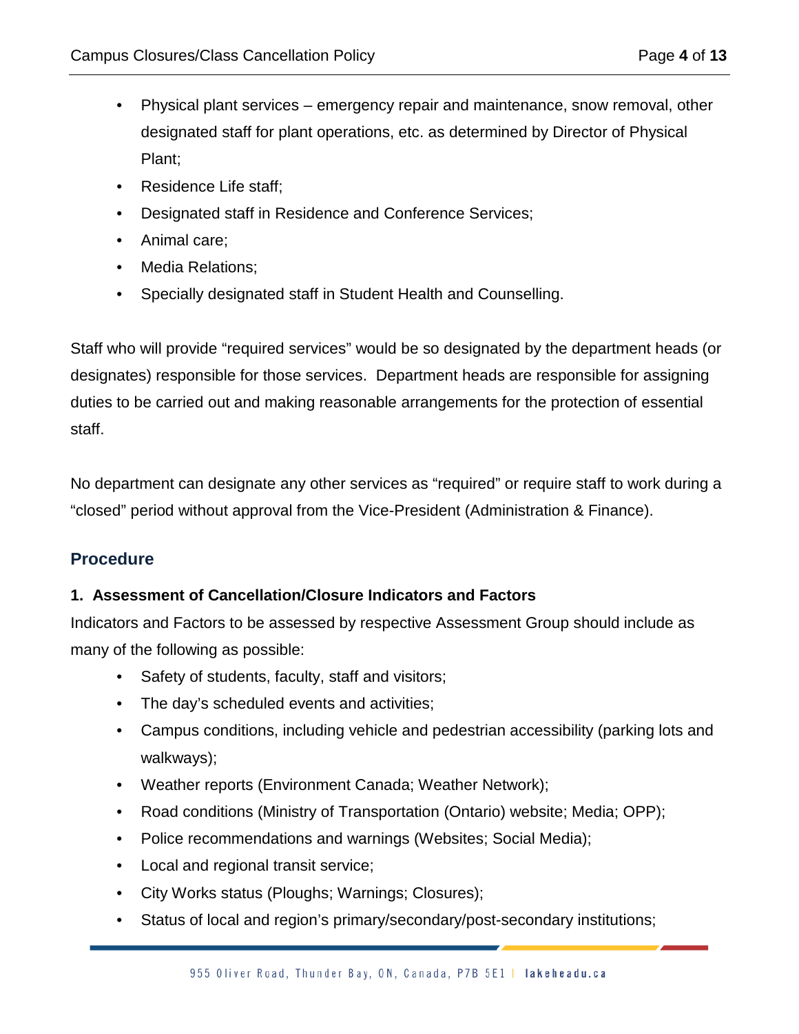- Physical plant services – emergency repair and maintenance, snow removal, other designated staff for plant operations, etc. as determined by Director of Physical Plant;
- Residence Life staff;
- Designated staff in Residence and Conference Services;
- Animal care;
- Media Relations;
- Specially designated staff in Student Health and Counselling.

Staff who will provide "required services" would be so designated by the department heads (or designates) responsible for those services. Department heads are responsible for assigning duties to be carried out and making reasonable arrangements for the protection of essential staff.

No department can designate any other services as "required" or require staff to work during a "closed" period without approval from the Vice-President (Administration & Finance).

## Procedure

### 1. Assessment of Cancellation/Closure Indicators and Factors

Indicators and Factors to be assessed by respective Assessment Group should include as many of the following as possible:

- Safety of students, faculty, staff and visitors;
- The day's scheduled events and activities;
- Campus conditions, including vehicle and pedestrian accessibility (parking lots and walkways);
- Weather reports (Environment Canada; Weather Network);
- Road conditions (Ministry of Transportation (Ontario) website; Media; OPP);
- Police recommendations and warnings (Websites; Social Media);
- Local and regional transit service;
- City Works status (Ploughs; Warnings; Closures);
- Status of local and region's primary/secondary/post-secondary institutions;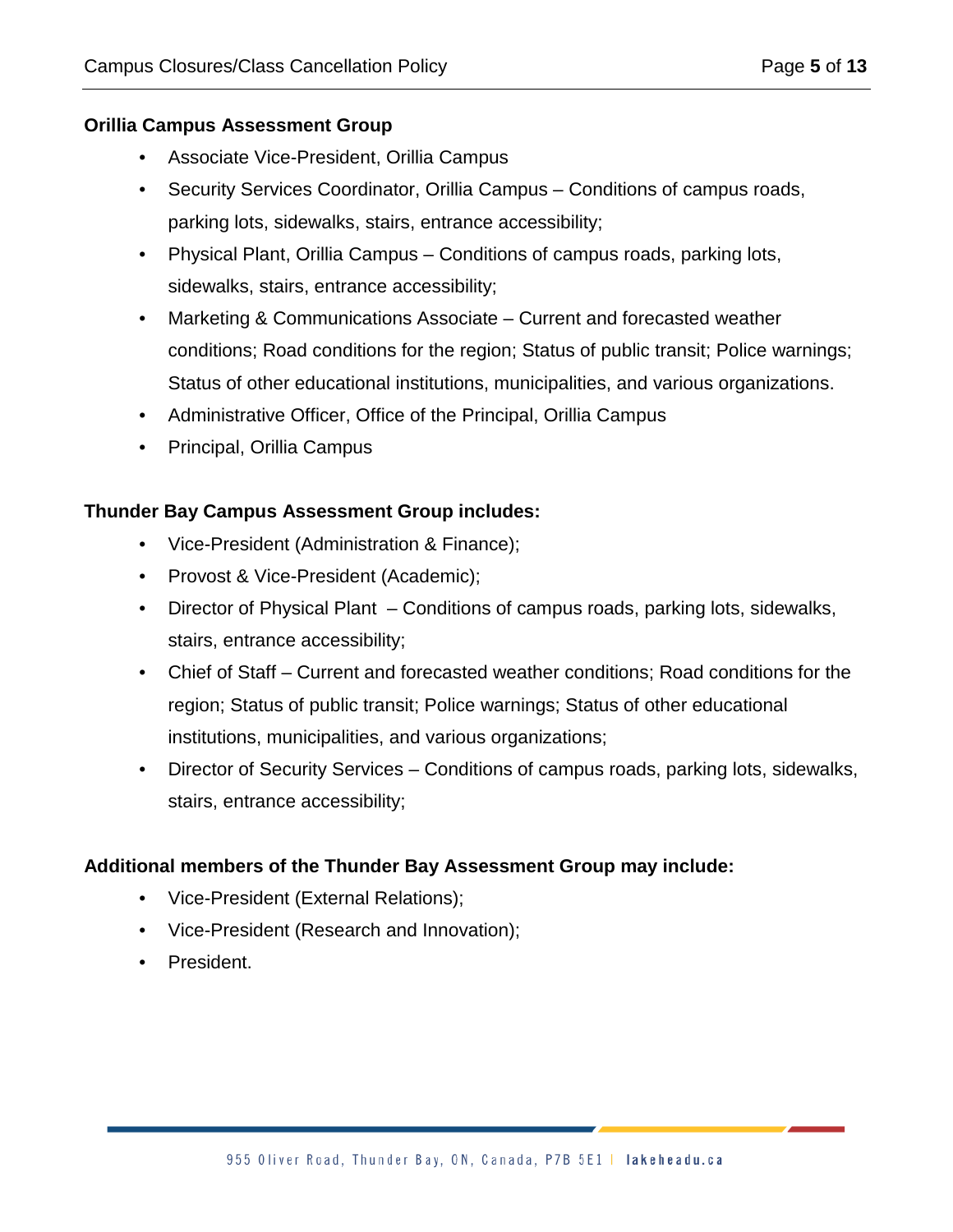**Orillia Campus Assessment Group**

- Associate Vice-President, Orillia Campus
- Security Services Coordinator, Orillia Campus – Conditions of campus roads, parking lots, sidewalks, stairs, entrance accessibility;
- Physical Plant, Orillia Campus – Conditions of campus roads, parking lots, sidewalks, stairs, entrance accessibility;
- Marketing & Communications Associate – Current and forecasted weather conditions; Road conditions for the region; Status of public transit; Police warnings; Status of other educational institutions, municipalities, and various organizations.
- Administrative Officer, Office of the Principal, Orillia Campus
- Principal, Orillia Campus

**Thunder Bay Campus Assessment Group includes:**

- Vice-President (Administration & Finance);
- Provost & Vice-President (Academic);
- Director of Physical Plant – Conditions of campus roads, parking lots, sidewalks, stairs, entrance accessibility;
- Chief of Staff – Current and forecasted weather conditions; Road conditions for the region; Status of public transit; Police warnings; Status of other educational institutions, municipalities, and various organizations;
- Director of Security Services – Conditions of campus roads, parking lots, sidewalks, stairs, entrance accessibility;

**Additional members of the Thunder Bay Assessment Group may include:**

- Vice-President (External Relations);
- Vice-President (Research and Innovation);
- President.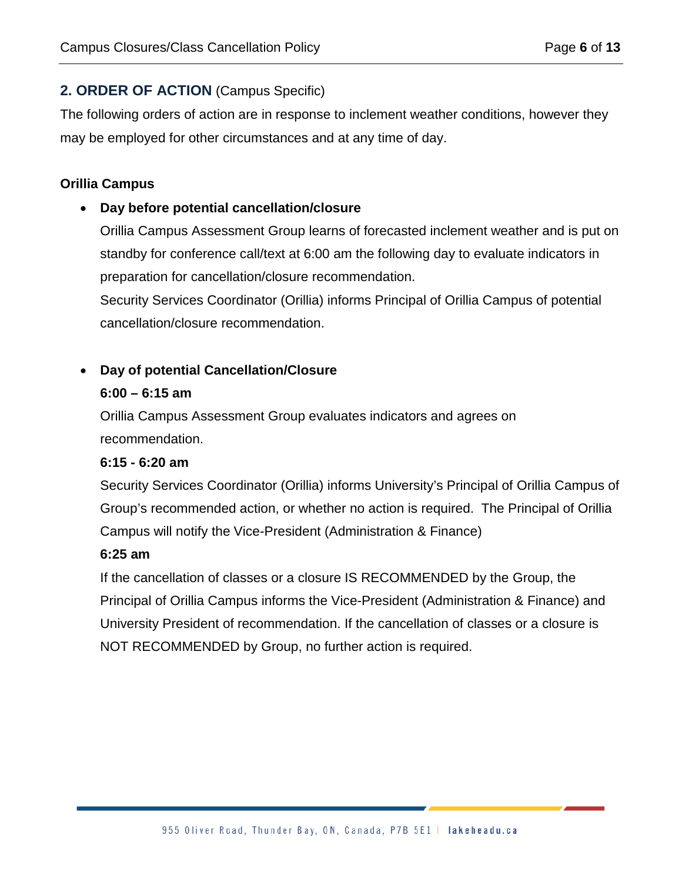## 2. ORDER OF ACTION (Campus Specific)

The following orders of action are in response to inclement weather conditions, however they may be employed for other circumstances and at any time of day.

**Orillia Campus**

- **Day before potential cancellation/closure**

  Orillia Campus Assessment Group learns of forecasted inclement weather and is put on standby for conference call/text at 6:00 am the following day to evaluate indicators in preparation for cancellation/closure recommendation.

  Security Services Coordinator (Orillia) informs Principal of Orillia Campus of potential cancellation/closure recommendation.

- **Day of potential Cancellation/Closure**

  **6:00 – 6:15 am**

  Orillia Campus Assessment Group evaluates indicators and agrees on recommendation.

  **6:15 - 6:20 am**

  Security Services Coordinator (Orillia) informs University's Principal of Orillia Campus of Group's recommended action, or whether no action is required. The Principal of Orillia Campus will notify the Vice-President (Administration & Finance)

  **6:25 am**

  If the cancellation of classes or a closure IS RECOMMENDED by the Group, the Principal of Orillia Campus informs the Vice-President (Administration & Finance) and University President of recommendation. If the cancellation of classes or a closure is NOT RECOMMENDED by Group, no further action is required.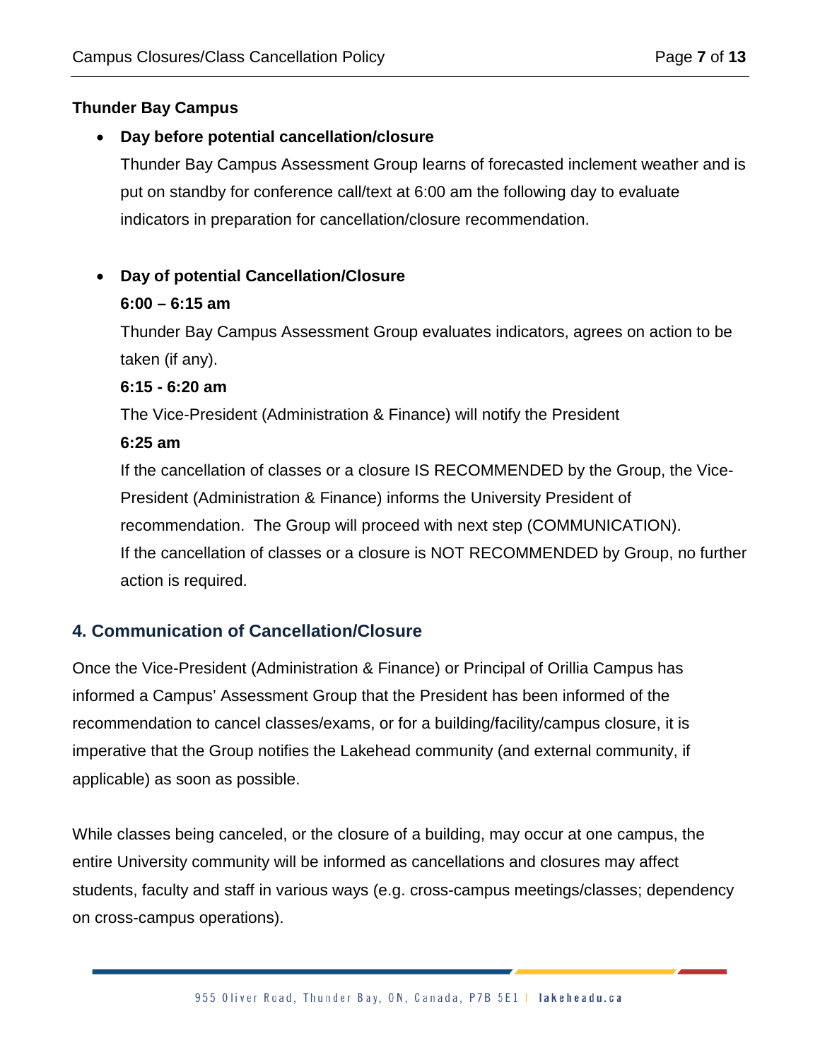**Thunder Bay Campus**

- **Day before potential cancellation/closure**

  Thunder Bay Campus Assessment Group learns of forecasted inclement weather and is put on standby for conference call/text at 6:00 am the following day to evaluate indicators in preparation for cancellation/closure recommendation.

- **Day of potential Cancellation/Closure**

  **6:00 – 6:15 am**

  Thunder Bay Campus Assessment Group evaluates indicators, agrees on action to be taken (if any).

  **6:15 - 6:20 am**

  The Vice-President (Administration & Finance) will notify the President

  **6:25 am**

  If the cancellation of classes or a closure IS RECOMMENDED by the Group, the Vice-President (Administration & Finance) informs the University President of recommendation. The Group will proceed with next step (COMMUNICATION).
  If the cancellation of classes or a closure is NOT RECOMMENDED by Group, no further action is required.

## 4. Communication of Cancellation/Closure

Once the Vice-President (Administration & Finance) or Principal of Orillia Campus has informed a Campus' Assessment Group that the President has been informed of the recommendation to cancel classes/exams, or for a building/facility/campus closure, it is imperative that the Group notifies the Lakehead community (and external community, if applicable) as soon as possible.

While classes being canceled, or the closure of a building, may occur at one campus, the entire University community will be informed as cancellations and closures may affect students, faculty and staff in various ways (e.g. cross-campus meetings/classes; dependency on cross-campus operations).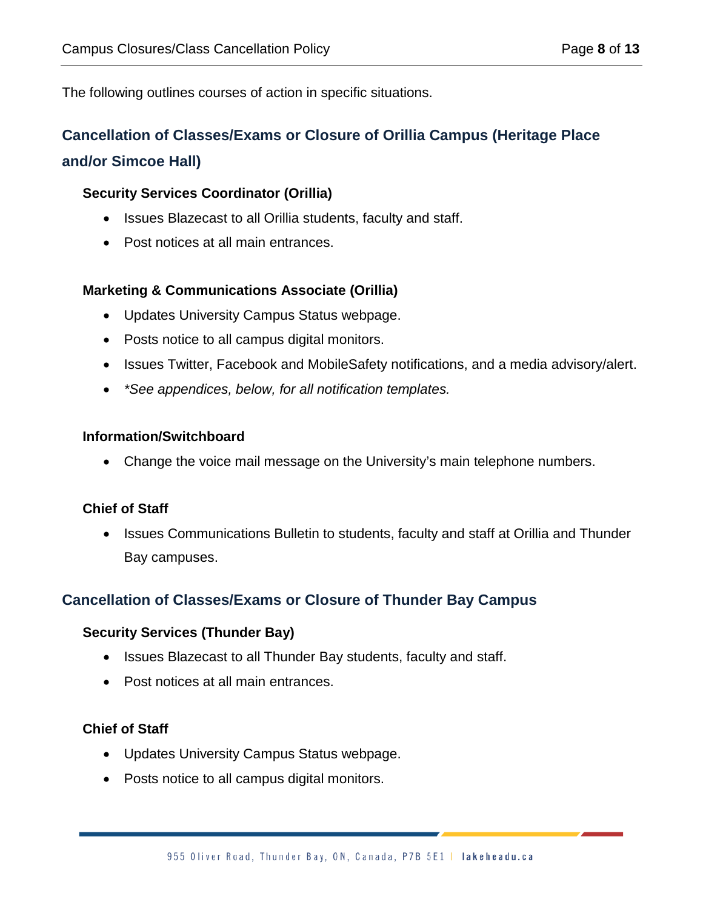The following outlines courses of action in specific situations.

## Cancellation of Classes/Exams or Closure of Orillia Campus (Heritage Place and/or Simcoe Hall)

**Security Services Coordinator (Orillia)**

- Issues Blazecast to all Orillia students, faculty and staff.
- Post notices at all main entrances.

**Marketing & Communications Associate (Orillia)**

- Updates University Campus Status webpage.
- Posts notice to all campus digital monitors.
- Issues Twitter, Facebook and MobileSafety notifications, and a media advisory/alert.
- *\*See appendices, below, for all notification templates.*

**Information/Switchboard**

- Change the voice mail message on the University's main telephone numbers.

**Chief of Staff**

- Issues Communications Bulletin to students, faculty and staff at Orillia and Thunder Bay campuses.

## Cancellation of Classes/Exams or Closure of Thunder Bay Campus

**Security Services (Thunder Bay)**

- Issues Blazecast to all Thunder Bay students, faculty and staff.
- Post notices at all main entrances.

**Chief of Staff**

- Updates University Campus Status webpage.
- Posts notice to all campus digital monitors.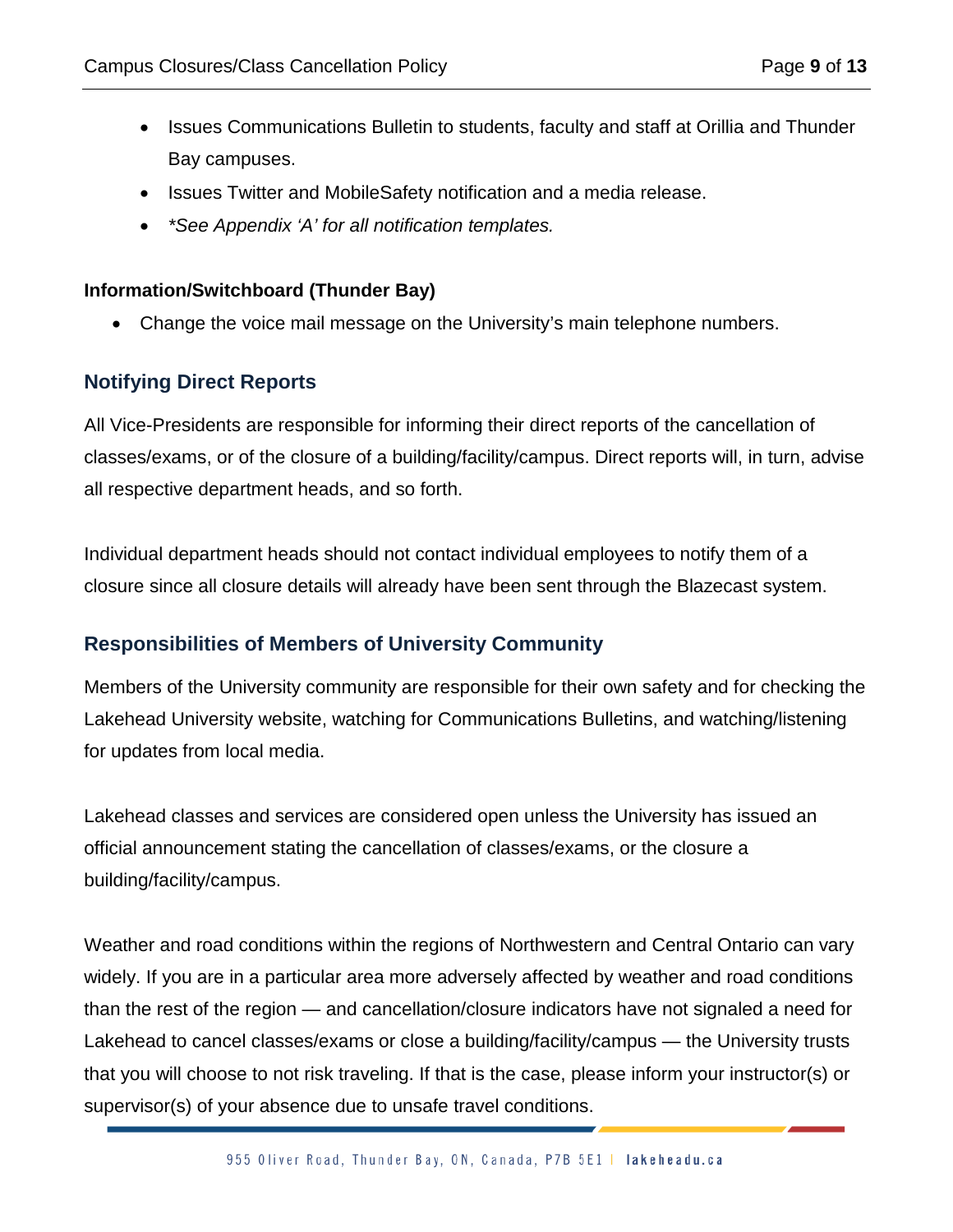- Issues Communications Bulletin to students, faculty and staff at Orillia and Thunder Bay campuses.
- Issues Twitter and MobileSafety notification and a media release.
- *\*See Appendix ‘A’ for all notification templates.*

**Information/Switchboard (Thunder Bay)**

- Change the voice mail message on the University’s main telephone numbers.

## Notifying Direct Reports

All Vice-Presidents are responsible for informing their direct reports of the cancellation of classes/exams, or of the closure of a building/facility/campus. Direct reports will, in turn, advise all respective department heads, and so forth.

Individual department heads should not contact individual employees to notify them of a closure since all closure details will already have been sent through the Blazecast system.

## Responsibilities of Members of University Community

Members of the University community are responsible for their own safety and for checking the Lakehead University website, watching for Communications Bulletins, and watching/listening for updates from local media.

Lakehead classes and services are considered open unless the University has issued an official announcement stating the cancellation of classes/exams, or the closure a building/facility/campus.

Weather and road conditions within the regions of Northwestern and Central Ontario can vary widely. If you are in a particular area more adversely affected by weather and road conditions than the rest of the region — and cancellation/closure indicators have not signaled a need for Lakehead to cancel classes/exams or close a building/facility/campus — the University trusts that you will choose to not risk traveling. If that is the case, please inform your instructor(s) or supervisor(s) of your absence due to unsafe travel conditions.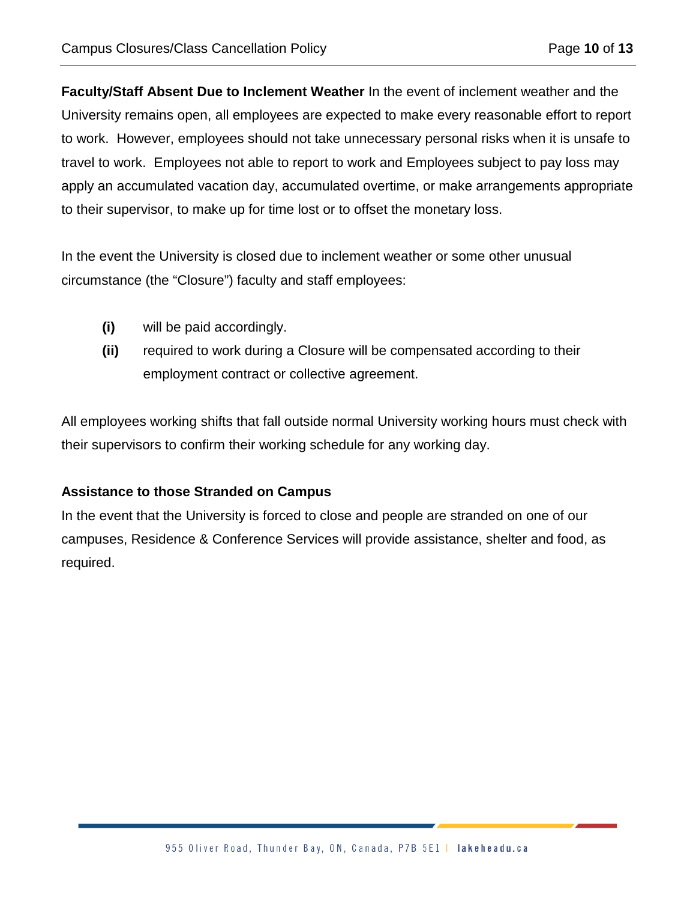**Faculty/Staff Absent Due to Inclement Weather** In the event of inclement weather and the University remains open, all employees are expected to make every reasonable effort to report to work. However, employees should not take unnecessary personal risks when it is unsafe to travel to work. Employees not able to report to work and Employees subject to pay loss may apply an accumulated vacation day, accumulated overtime, or make arrangements appropriate to their supervisor, to make up for time lost or to offset the monetary loss.

In the event the University is closed due to inclement weather or some other unusual circumstance (the "Closure") faculty and staff employees:

- **(i)** will be paid accordingly.
- **(ii)** required to work during a Closure will be compensated according to their employment contract or collective agreement.

All employees working shifts that fall outside normal University working hours must check with their supervisors to confirm their working schedule for any working day.

### Assistance to those Stranded on Campus

In the event that the University is forced to close and people are stranded on one of our campuses, Residence & Conference Services will provide assistance, shelter and food, as required.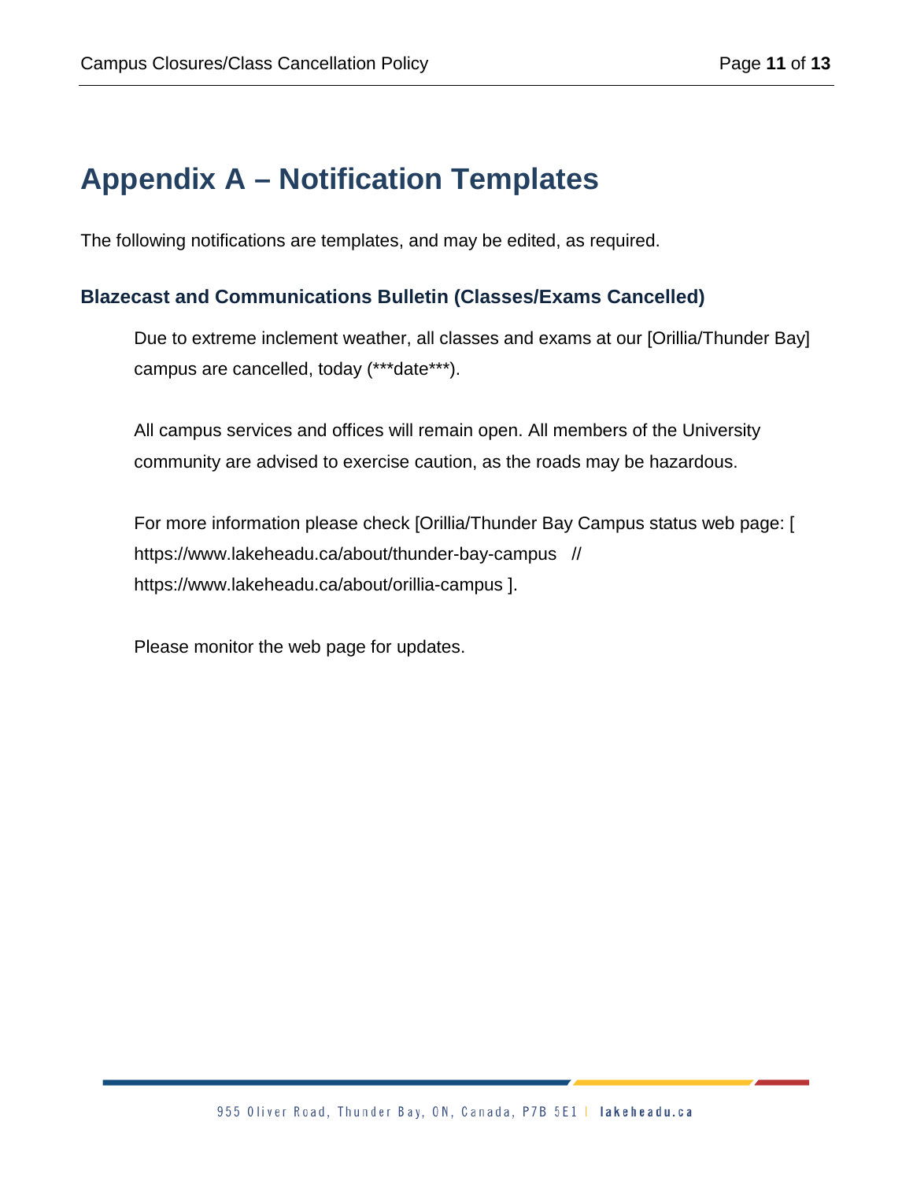# Appendix A – Notification Templates

The following notifications are templates, and may be edited, as required.

### Blazecast and Communications Bulletin (Classes/Exams Cancelled)

> Due to extreme inclement weather, all classes and exams at our [Orillia/Thunder Bay] campus are cancelled, today (***date***).
>
> All campus services and offices will remain open. All members of the University community are advised to exercise caution, as the roads may be hazardous.
>
> For more information please check [Orillia/Thunder Bay Campus status web page: [ https://www.lakeheadu.ca/about/thunder-bay-campus // https://www.lakeheadu.ca/about/orillia-campus ].
>
> Please monitor the web page for updates.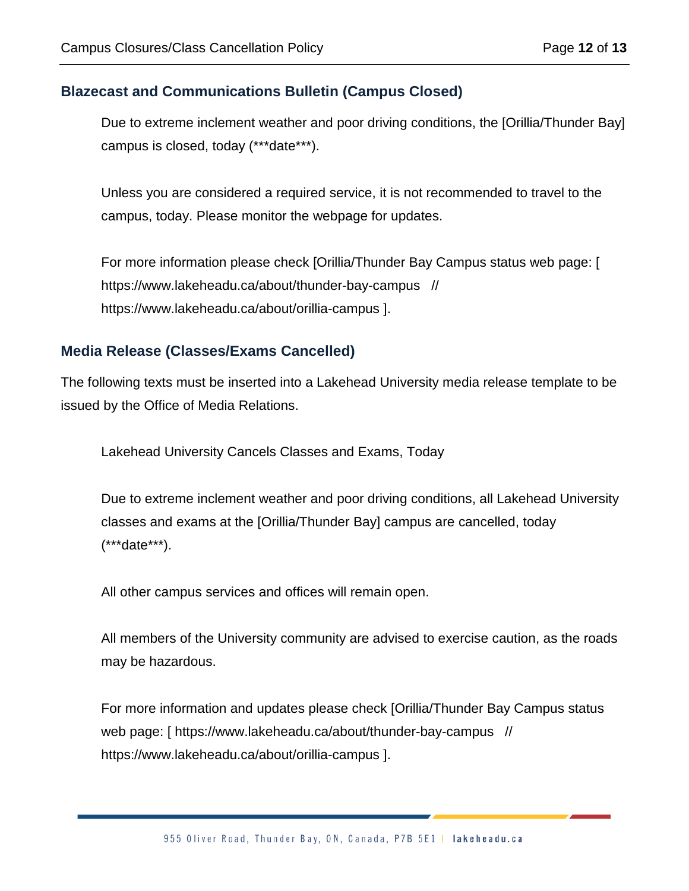## Blazecast and Communications Bulletin (Campus Closed)

Due to extreme inclement weather and poor driving conditions, the [Orillia/Thunder Bay] campus is closed, today (***date***).

Unless you are considered a required service, it is not recommended to travel to the campus, today. Please monitor the webpage for updates.

For more information please check [Orillia/Thunder Bay Campus status web page: [ https://www.lakeheadu.ca/about/thunder-bay-campus // https://www.lakeheadu.ca/about/orillia-campus ].

## Media Release (Classes/Exams Cancelled)

The following texts must be inserted into a Lakehead University media release template to be issued by the Office of Media Relations.

Lakehead University Cancels Classes and Exams, Today

Due to extreme inclement weather and poor driving conditions, all Lakehead University classes and exams at the [Orillia/Thunder Bay] campus are cancelled, today (***date***).

All other campus services and offices will remain open.

All members of the University community are advised to exercise caution, as the roads may be hazardous.

For more information and updates please check [Orillia/Thunder Bay Campus status web page: [ https://www.lakeheadu.ca/about/thunder-bay-campus // https://www.lakeheadu.ca/about/orillia-campus ].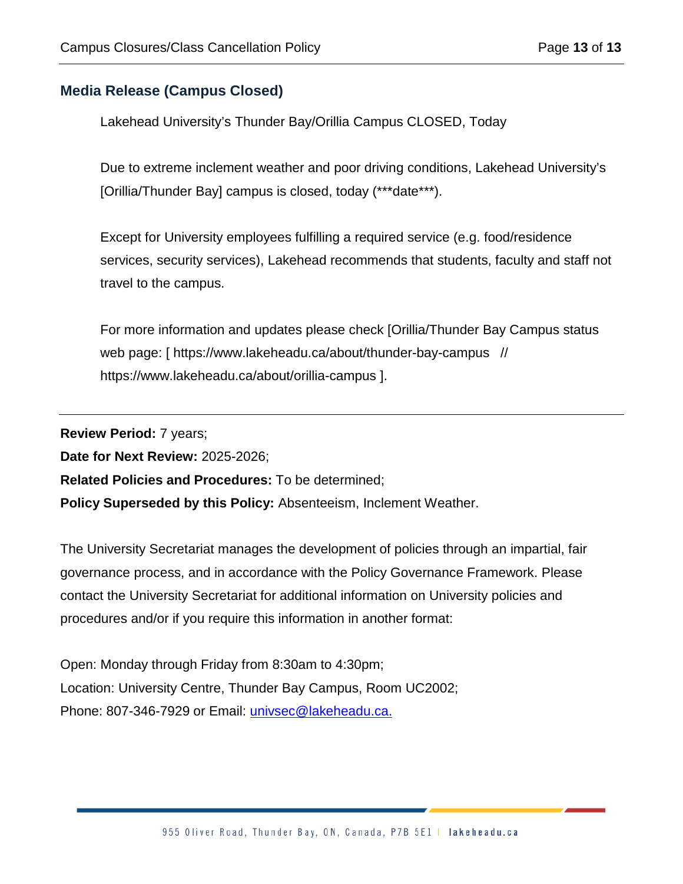## Media Release (Campus Closed)

Lakehead University's Thunder Bay/Orillia Campus CLOSED, Today

Due to extreme inclement weather and poor driving conditions, Lakehead University's [Orillia/Thunder Bay] campus is closed, today (***date***).

Except for University employees fulfilling a required service (e.g. food/residence services, security services), Lakehead recommends that students, faculty and staff not travel to the campus.

For more information and updates please check [Orillia/Thunder Bay Campus status web page: [ https://www.lakeheadu.ca/about/thunder-bay-campus // https://www.lakeheadu.ca/about/orillia-campus ].

---

**Review Period:** 7 years;
**Date for Next Review:** 2025-2026;
**Related Policies and Procedures:** To be determined;
**Policy Superseded by this Policy:** Absenteeism, Inclement Weather.

The University Secretariat manages the development of policies through an impartial, fair governance process, and in accordance with the Policy Governance Framework. Please contact the University Secretariat for additional information on University policies and procedures and/or if you require this information in another format:

Open: Monday through Friday from 8:30am to 4:30pm;
Location: University Centre, Thunder Bay Campus, Room UC2002;
Phone: 807-346-7929 or Email: univsec@lakeheadu.ca.